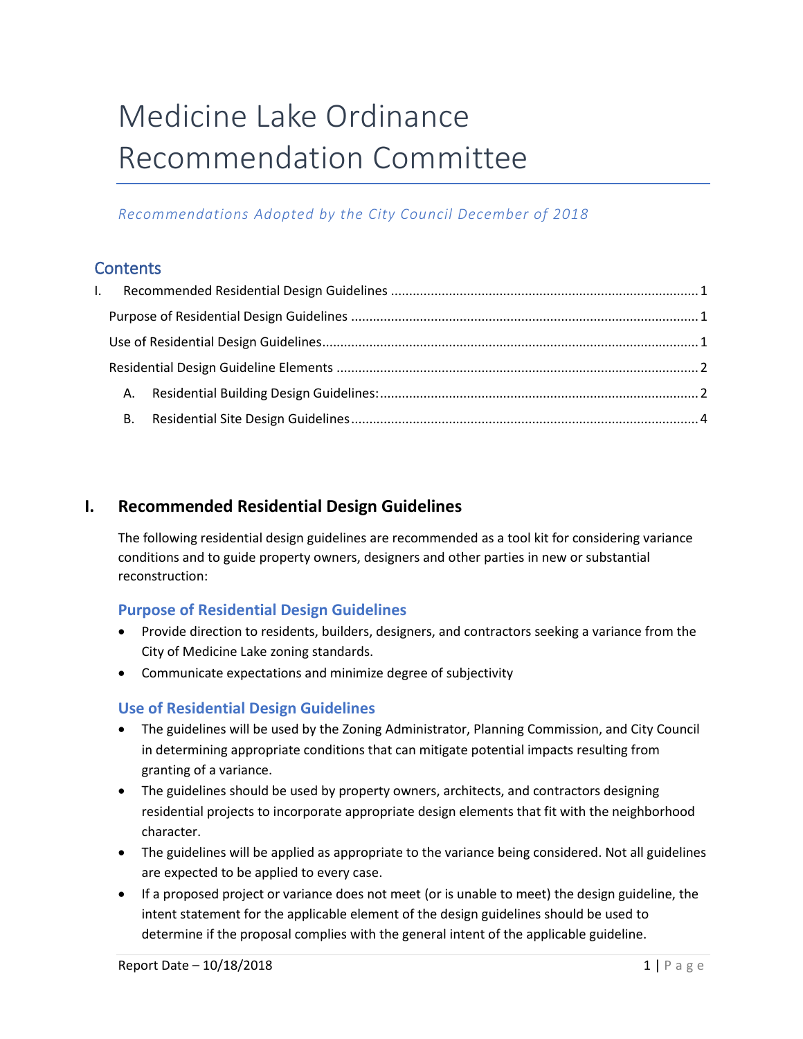# Medicine Lake Ordinance Recommendation Committee

*Recommendations Adopted by the City Council December of 2018*

## Contents

I. Recommended Residential Design Guidelines ........................................ 1

Purpose of Residential Design Guidelines ........................................ 1

Use of Residential Design Guidelines ........................................ 1

Residential Design Guideline Elements ........................................ 2

A. Residential Building Design Guidelines: ........................................ 2

B. Residential Site Design Guidelines ........................................ 4

## I. Recommended Residential Design Guidelines

The following residential design guidelines are recommended as a tool kit for considering variance conditions and to guide property owners, designers and other parties in new or substantial reconstruction:

### Purpose of Residential Design Guidelines

- Provide direction to residents, builders, designers, and contractors seeking a variance from the City of Medicine Lake zoning standards.
- Communicate expectations and minimize degree of subjectivity

### Use of Residential Design Guidelines

- The guidelines will be used by the Zoning Administrator, Planning Commission, and City Council in determining appropriate conditions that can mitigate potential impacts resulting from granting of a variance.
- The guidelines should be used by property owners, architects, and contractors designing residential projects to incorporate appropriate design elements that fit with the neighborhood character.
- The guidelines will be applied as appropriate to the variance being considered. Not all guidelines are expected to be applied to every case.
- If a proposed project or variance does not meet (or is unable to meet) the design guideline, the intent statement for the applicable element of the design guidelines should be used to determine if the proposal complies with the general intent of the applicable guideline.

Report Date – 10/18/2018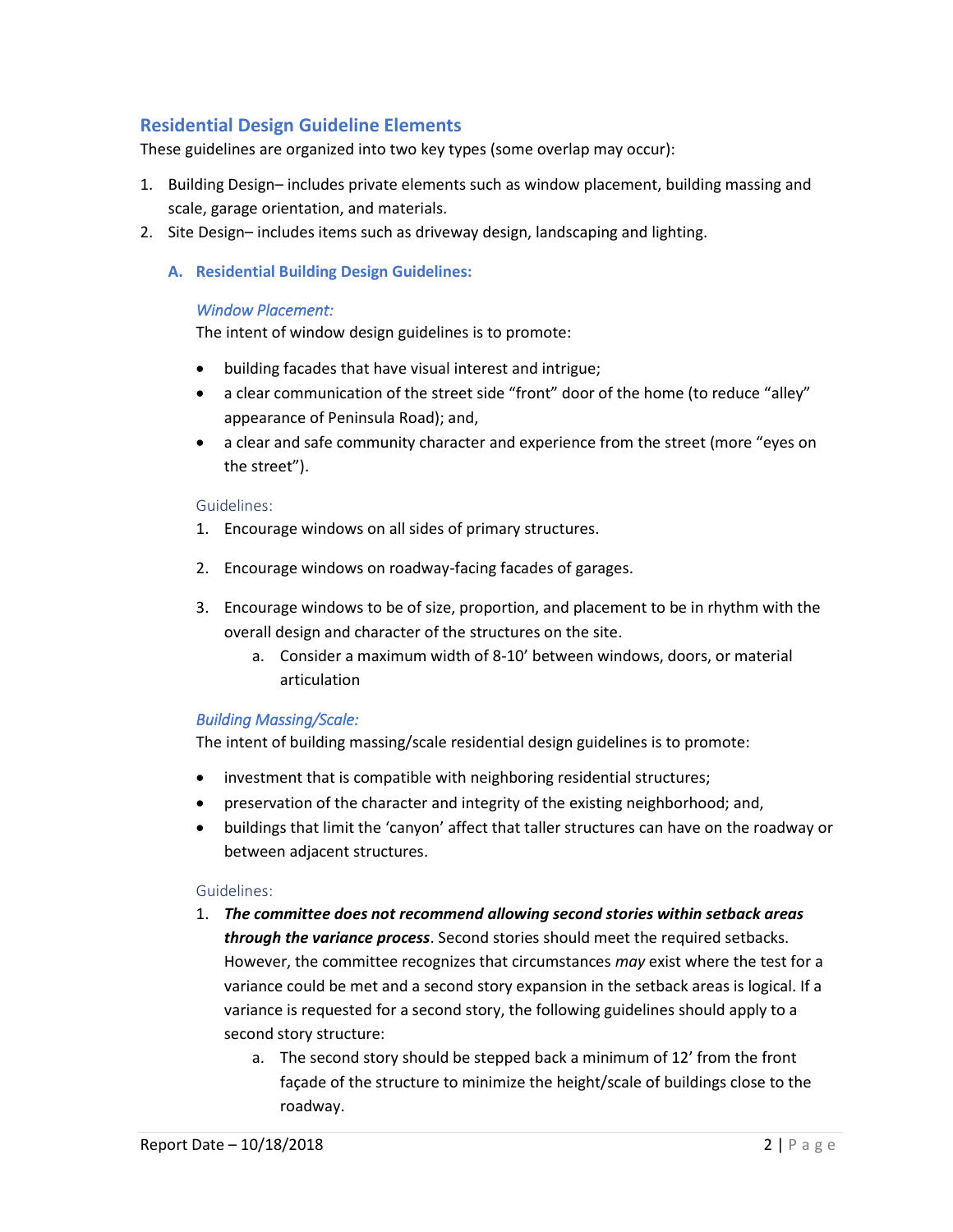## Residential Design Guideline Elements

These guidelines are organized into two key types (some overlap may occur):

1. Building Design– includes private elements such as window placement, building massing and scale, garage orientation, and materials.
2. Site Design– includes items such as driveway design, landscaping and lighting.

### A. Residential Building Design Guidelines:

#### *Window Placement:*

The intent of window design guidelines is to promote:

- building facades that have visual interest and intrigue;
- a clear communication of the street side “front” door of the home (to reduce “alley” appearance of Peninsula Road); and,
- a clear and safe community character and experience from the street (more “eyes on the street”).

Guidelines:

1. Encourage windows on all sides of primary structures.
2. Encourage windows on roadway-facing facades of garages.
3. Encourage windows to be of size, proportion, and placement to be in rhythm with the overall design and character of the structures on the site.
    a. Consider a maximum width of 8-10’ between windows, doors, or material articulation

#### *Building Massing/Scale:*

The intent of building massing/scale residential design guidelines is to promote:

- investment that is compatible with neighboring residential structures;
- preservation of the character and integrity of the existing neighborhood; and,
- buildings that limit the ‘canyon’ affect that taller structures can have on the roadway or between adjacent structures.

Guidelines:

1. ***The committee does not recommend allowing second stories within setback areas through the variance process***. Second stories should meet the required setbacks. However, the committee recognizes that circumstances *may* exist where the test for a variance could be met and a second story expansion in the setback areas is logical. If a variance is requested for a second story, the following guidelines should apply to a second story structure:
    a. The second story should be stepped back a minimum of 12’ from the front façade of the structure to minimize the height/scale of buildings close to the roadway.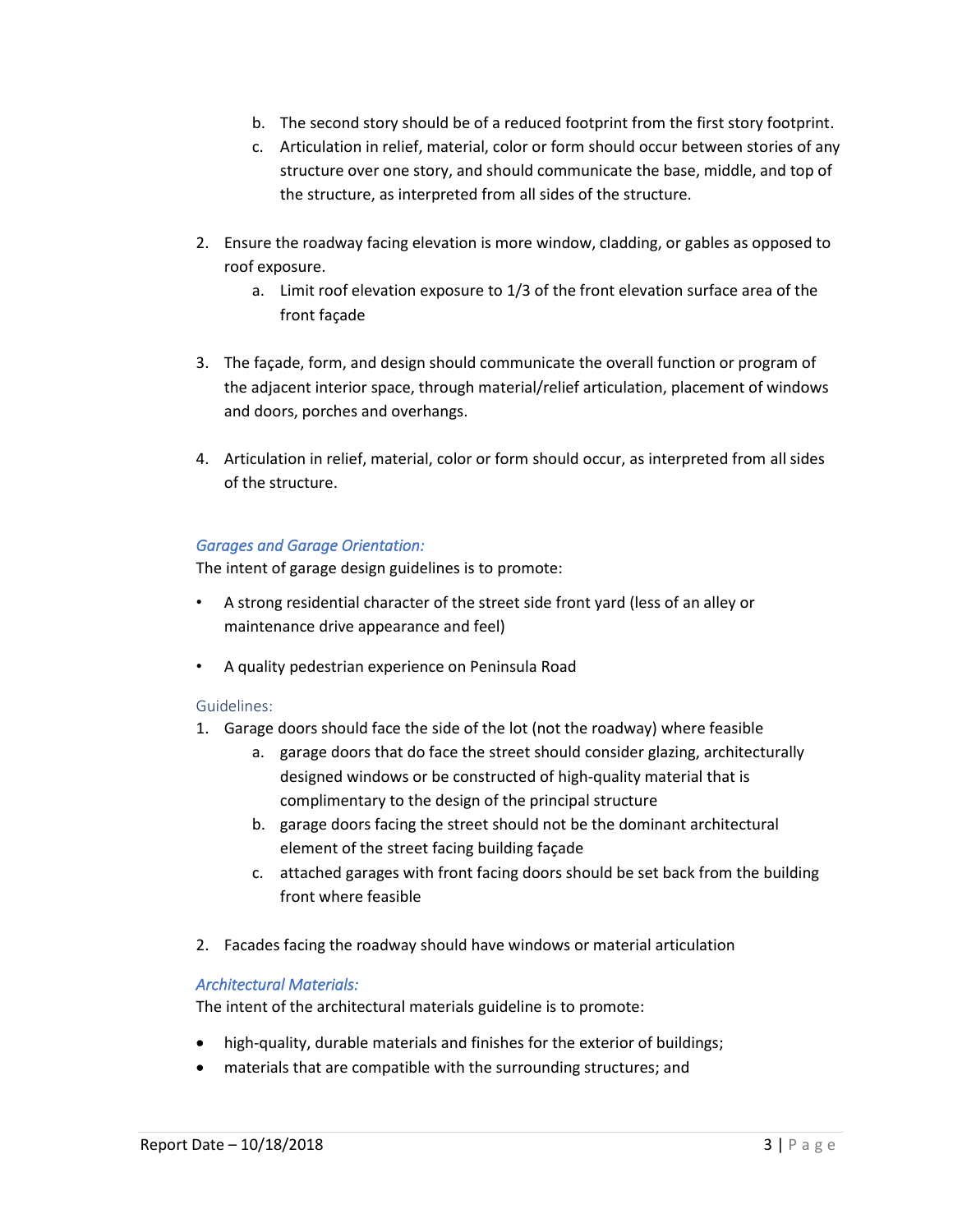b. The second story should be of a reduced footprint from the first story footprint.
   c. Articulation in relief, material, color or form should occur between stories of any structure over one story, and should communicate the base, middle, and top of the structure, as interpreted from all sides of the structure.

2. Ensure the roadway facing elevation is more window, cladding, or gables as opposed to roof exposure.
   a. Limit roof elevation exposure to 1/3 of the front elevation surface area of the front façade

3. The façade, form, and design should communicate the overall function or program of the adjacent interior space, through material/relief articulation, placement of windows and doors, porches and overhangs.

4. Articulation in relief, material, color or form should occur, as interpreted from all sides of the structure.

### *Garages and Garage Orientation:*

The intent of garage design guidelines is to promote:

- A strong residential character of the street side front yard (less of an alley or maintenance drive appearance and feel)

- A quality pedestrian experience on Peninsula Road

#### Guidelines:

1. Garage doors should face the side of the lot (not the roadway) where feasible
   a. garage doors that do face the street should consider glazing, architecturally designed windows or be constructed of high-quality material that is complimentary to the design of the principal structure
   b. garage doors facing the street should not be the dominant architectural element of the street facing building façade
   c. attached garages with front facing doors should be set back from the building front where feasible

2. Facades facing the roadway should have windows or material articulation

### *Architectural Materials:*

The intent of the architectural materials guideline is to promote:

- high-quality, durable materials and finishes for the exterior of buildings;
- materials that are compatible with the surrounding structures; and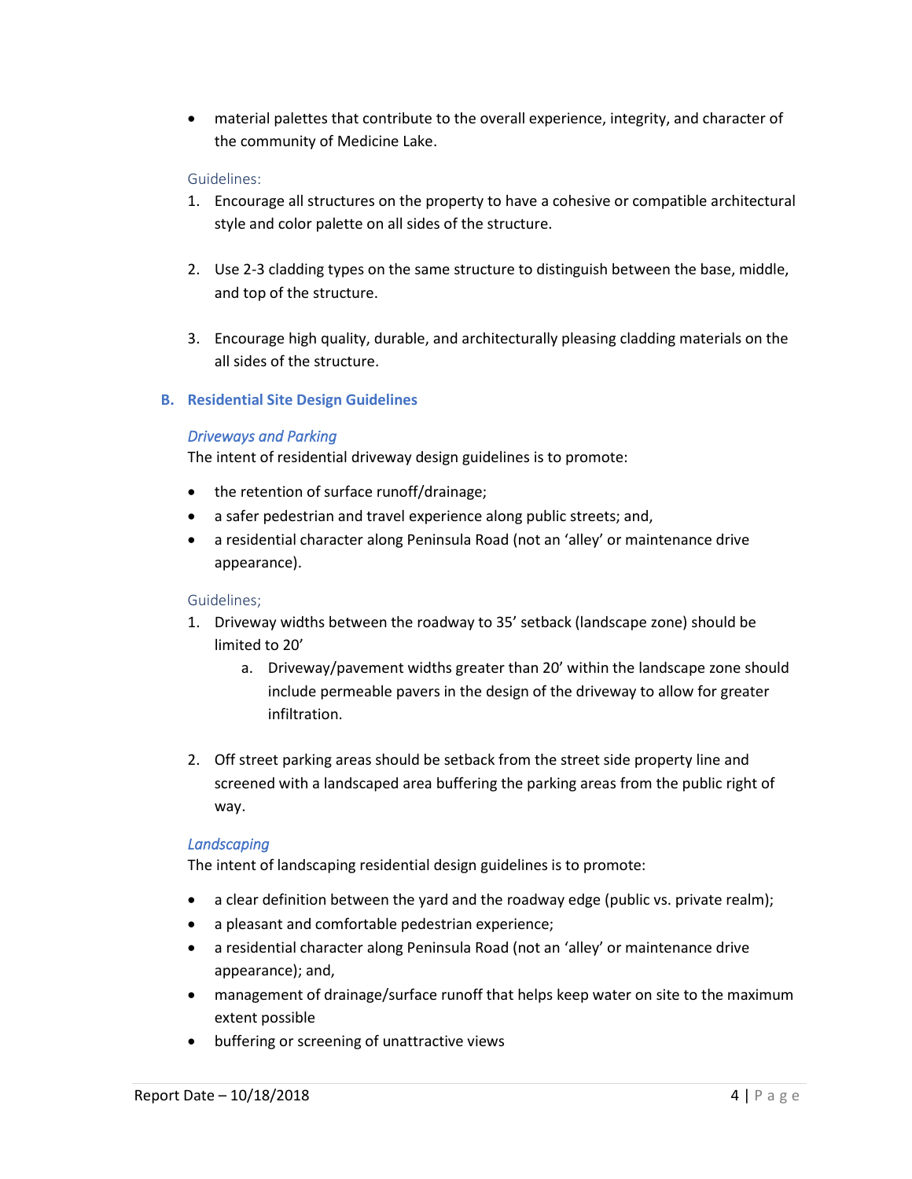- material palettes that contribute to the overall experience, integrity, and character of the community of Medicine Lake.

Guidelines:

1. Encourage all structures on the property to have a cohesive or compatible architectural style and color palette on all sides of the structure.

2. Use 2-3 cladding types on the same structure to distinguish between the base, middle, and top of the structure.

3. Encourage high quality, durable, and architecturally pleasing cladding materials on the all sides of the structure.

## B. Residential Site Design Guidelines

### *Driveways and Parking*

The intent of residential driveway design guidelines is to promote:

- the retention of surface runoff/drainage;
- a safer pedestrian and travel experience along public streets; and,
- a residential character along Peninsula Road (not an 'alley' or maintenance drive appearance).

Guidelines;

1. Driveway widths between the roadway to 35' setback (landscape zone) should be limited to 20'
   a. Driveway/pavement widths greater than 20' within the landscape zone should include permeable pavers in the design of the driveway to allow for greater infiltration.

2. Off street parking areas should be setback from the street side property line and screened with a landscaped area buffering the parking areas from the public right of way.

### *Landscaping*

The intent of landscaping residential design guidelines is to promote:

- a clear definition between the yard and the roadway edge (public vs. private realm);
- a pleasant and comfortable pedestrian experience;
- a residential character along Peninsula Road (not an 'alley' or maintenance drive appearance); and,
- management of drainage/surface runoff that helps keep water on site to the maximum extent possible
- buffering or screening of unattractive views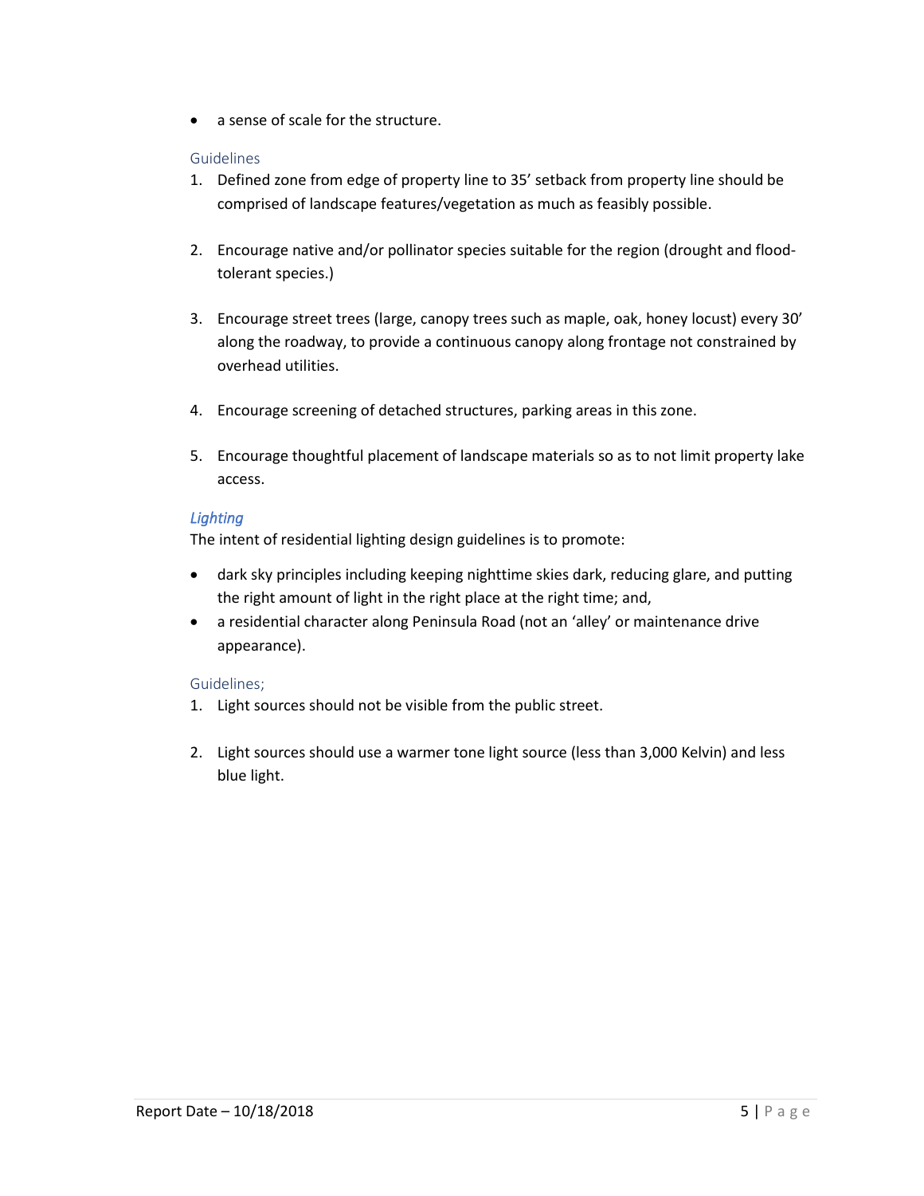- a sense of scale for the structure.

### Guidelines

1. Defined zone from edge of property line to 35' setback from property line should be comprised of landscape features/vegetation as much as feasibly possible.

2. Encourage native and/or pollinator species suitable for the region (drought and flood-tolerant species.)

3. Encourage street trees (large, canopy trees such as maple, oak, honey locust) every 30' along the roadway, to provide a continuous canopy along frontage not constrained by overhead utilities.

4. Encourage screening of detached structures, parking areas in this zone.

5. Encourage thoughtful placement of landscape materials so as to not limit property lake access.

## *Lighting*

The intent of residential lighting design guidelines is to promote:

- dark sky principles including keeping nighttime skies dark, reducing glare, and putting the right amount of light in the right place at the right time; and,
- a residential character along Peninsula Road (not an 'alley' or maintenance drive appearance).

### Guidelines;

1. Light sources should not be visible from the public street.

2. Light sources should use a warmer tone light source (less than 3,000 Kelvin) and less blue light.